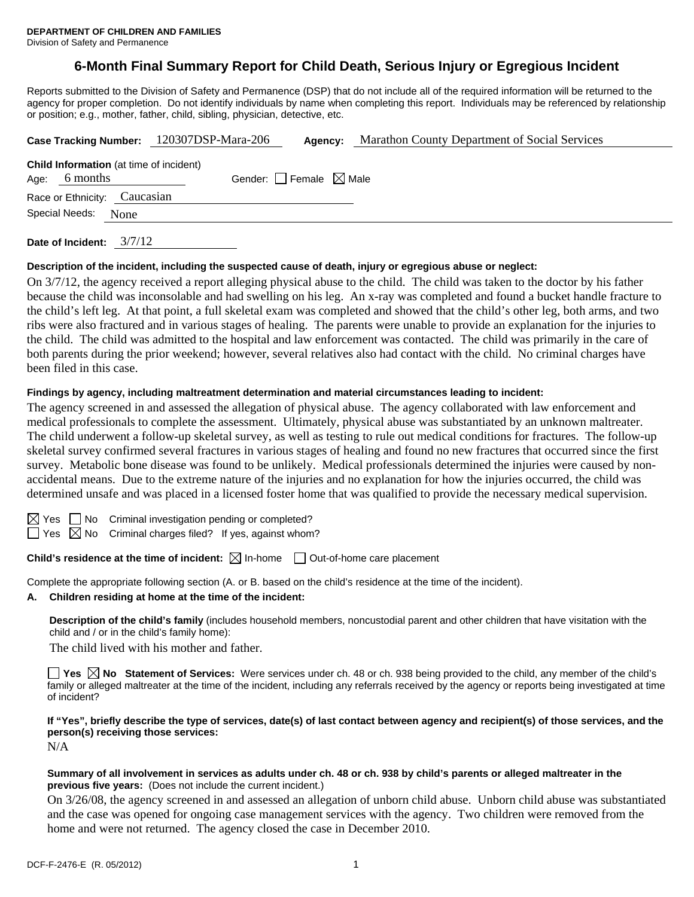**DEPARTMENT OF CHILDREN AND FAMILIES**
Division of Safety and Permanence

# 6-Month Final Summary Report for Child Death, Serious Injury or Egregious Incident

Reports submitted to the Division of Safety and Permanence (DSP) that do not include all of the required information will be returned to the agency for proper completion. Do not identify individuals by name when completing this report. Individuals may be referenced by relationship or position; e.g., mother, father, child, sibling, physician, detective, etc.

**Case Tracking Number:** 120307DSP-Mara-206 **Agency:** Marathon County Department of Social Services

**Child Information** (at time of incident)
Age: 6 months Gender: ☐ Female ☒ Male
Race or Ethnicity: Caucasian
Special Needs: None

**Date of Incident:** 3/7/12

**Description of the incident, including the suspected cause of death, injury or egregious abuse or neglect:**

On 3/7/12, the agency received a report alleging physical abuse to the child. The child was taken to the doctor by his father because the child was inconsolable and had swelling on his leg. An x-ray was completed and found a bucket handle fracture to the child's left leg. At that point, a full skeletal exam was completed and showed that the child's other leg, both arms, and two ribs were also fractured and in various stages of healing. The parents were unable to provide an explanation for the injuries to the child. The child was admitted to the hospital and law enforcement was contacted. The child was primarily in the care of both parents during the prior weekend; however, several relatives also had contact with the child. No criminal charges have been filed in this case.

**Findings by agency, including maltreatment determination and material circumstances leading to incident:**

The agency screened in and assessed the allegation of physical abuse. The agency collaborated with law enforcement and medical professionals to complete the assessment. Ultimately, physical abuse was substantiated by an unknown maltreater. The child underwent a follow-up skeletal survey, as well as testing to rule out medical conditions for fractures. The follow-up skeletal survey confirmed several fractures in various stages of healing and found no new fractures that occurred since the first survey. Metabolic bone disease was found to be unlikely. Medical professionals determined the injuries were caused by non-accidental means. Due to the extreme nature of the injuries and no explanation for how the injuries occurred, the child was determined unsafe and was placed in a licensed foster home that was qualified to provide the necessary medical supervision.

☒ Yes ☐ No Criminal investigation pending or completed?
☐ Yes ☒ No Criminal charges filed? If yes, against whom?

**Child's residence at the time of incident:** ☒ In-home ☐ Out-of-home care placement

Complete the appropriate following section (A. or B. based on the child's residence at the time of the incident).

**A. Children residing at home at the time of the incident:**

**Description of the child's family** (includes household members, noncustodial parent and other children that have visitation with the child and / or in the child's family home):

The child lived with his mother and father.

☐ **Yes** ☒ **No Statement of Services:** Were services under ch. 48 or ch. 938 being provided to the child, any member of the child's family or alleged maltreater at the time of the incident, including any referrals received by the agency or reports being investigated at time of incident?

**If "Yes", briefly describe the type of services, date(s) of last contact between agency and recipient(s) of those services, and the person(s) receiving those services:**

N/A

**Summary of all involvement in services as adults under ch. 48 or ch. 938 by child's parents or alleged maltreater in the previous five years:** (Does not include the current incident.)

On 3/26/08, the agency screened in and assessed an allegation of unborn child abuse. Unborn child abuse was substantiated and the case was opened for ongoing case management services with the agency. Two children were removed from the home and were not returned. The agency closed the case in December 2010.

DCF-F-2476-E (R. 05/2012)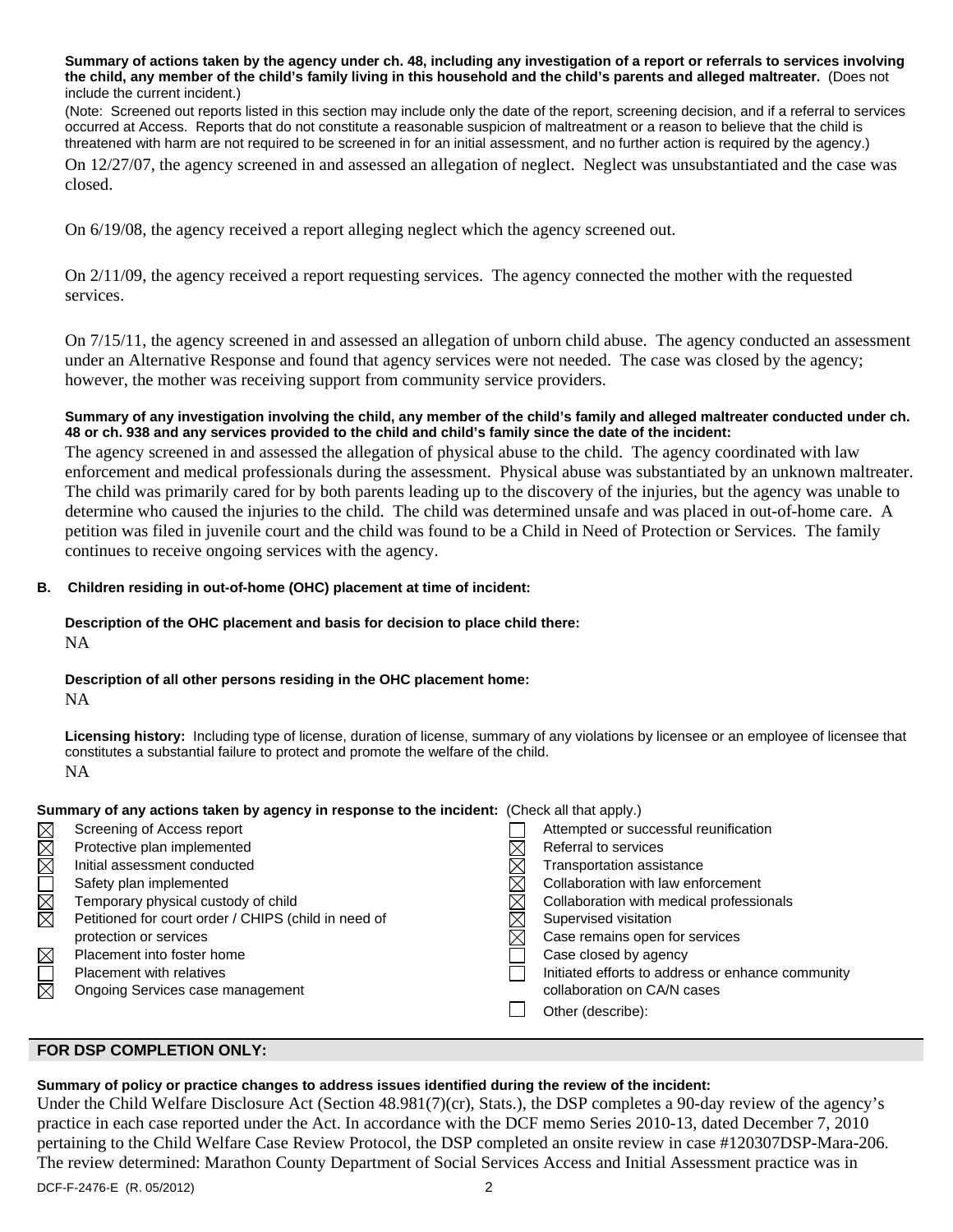**Summary of actions taken by the agency under ch. 48, including any investigation of a report or referrals to services involving the child, any member of the child's family living in this household and the child's parents and alleged maltreater.** (Does not include the current incident.)

(Note: Screened out reports listed in this section may include only the date of the report, screening decision, and if a referral to services occurred at Access. Reports that do not constitute a reasonable suspicion of maltreatment or a reason to believe that the child is threatened with harm are not required to be screened in for an initial assessment, and no further action is required by the agency.)

On 12/27/07, the agency screened in and assessed an allegation of neglect. Neglect was unsubstantiated and the case was closed.

On 6/19/08, the agency received a report alleging neglect which the agency screened out.

On 2/11/09, the agency received a report requesting services. The agency connected the mother with the requested services.

On 7/15/11, the agency screened in and assessed an allegation of unborn child abuse. The agency conducted an assessment under an Alternative Response and found that agency services were not needed. The case was closed by the agency; however, the mother was receiving support from community service providers.

**Summary of any investigation involving the child, any member of the child's family and alleged maltreater conducted under ch. 48 or ch. 938 and any services provided to the child and child's family since the date of the incident:**

The agency screened in and assessed the allegation of physical abuse to the child. The agency coordinated with law enforcement and medical professionals during the assessment. Physical abuse was substantiated by an unknown maltreater. The child was primarily cared for by both parents leading up to the discovery of the injuries, but the agency was unable to determine who caused the injuries to the child. The child was determined unsafe and was placed in out-of-home care. A petition was filed in juvenile court and the child was found to be a Child in Need of Protection or Services. The family continues to receive ongoing services with the agency.

**B. Children residing in out-of-home (OHC) placement at time of incident:**

**Description of the OHC placement and basis for decision to place child there:**

NA

**Description of all other persons residing in the OHC placement home:**

NA

**Licensing history:** Including type of license, duration of license, summary of any violations by licensee or an employee of licensee that constitutes a substantial failure to protect and promote the welfare of the child.

NA

**Summary of any actions taken by agency in response to the incident:** (Check all that apply.)

- ☒ Screening of Access report
- ☒ Protective plan implemented
- ☒ Initial assessment conducted
- ☐ Safety plan implemented
- ☒ Temporary physical custody of child
- ☒ Petitioned for court order / CHIPS (child in need of protection or services
- ☒ Placement into foster home
- ☐ Placement with relatives
- ☒ Ongoing Services case management
- ☐ Attempted or successful reunification
- ☒ Referral to services
- ☒ Transportation assistance
- ☒ Collaboration with law enforcement
- ☒ Collaboration with medical professionals
- ☒ Supervised visitation
- ☒ Case remains open for services
- ☐ Case closed by agency
- ☐ Initiated efforts to address or enhance community collaboration on CA/N cases
- ☐ Other (describe):

## FOR DSP COMPLETION ONLY:

**Summary of policy or practice changes to address issues identified during the review of the incident:**

Under the Child Welfare Disclosure Act (Section 48.981(7)(cr), Stats.), the DSP completes a 90-day review of the agency's practice in each case reported under the Act. In accordance with the DCF memo Series 2010-13, dated December 7, 2010 pertaining to the Child Welfare Case Review Protocol, the DSP completed an onsite review in case #120307DSP-Mara-206. The review determined: Marathon County Department of Social Services Access and Initial Assessment practice was in

DCF-F-2476-E (R. 05/2012)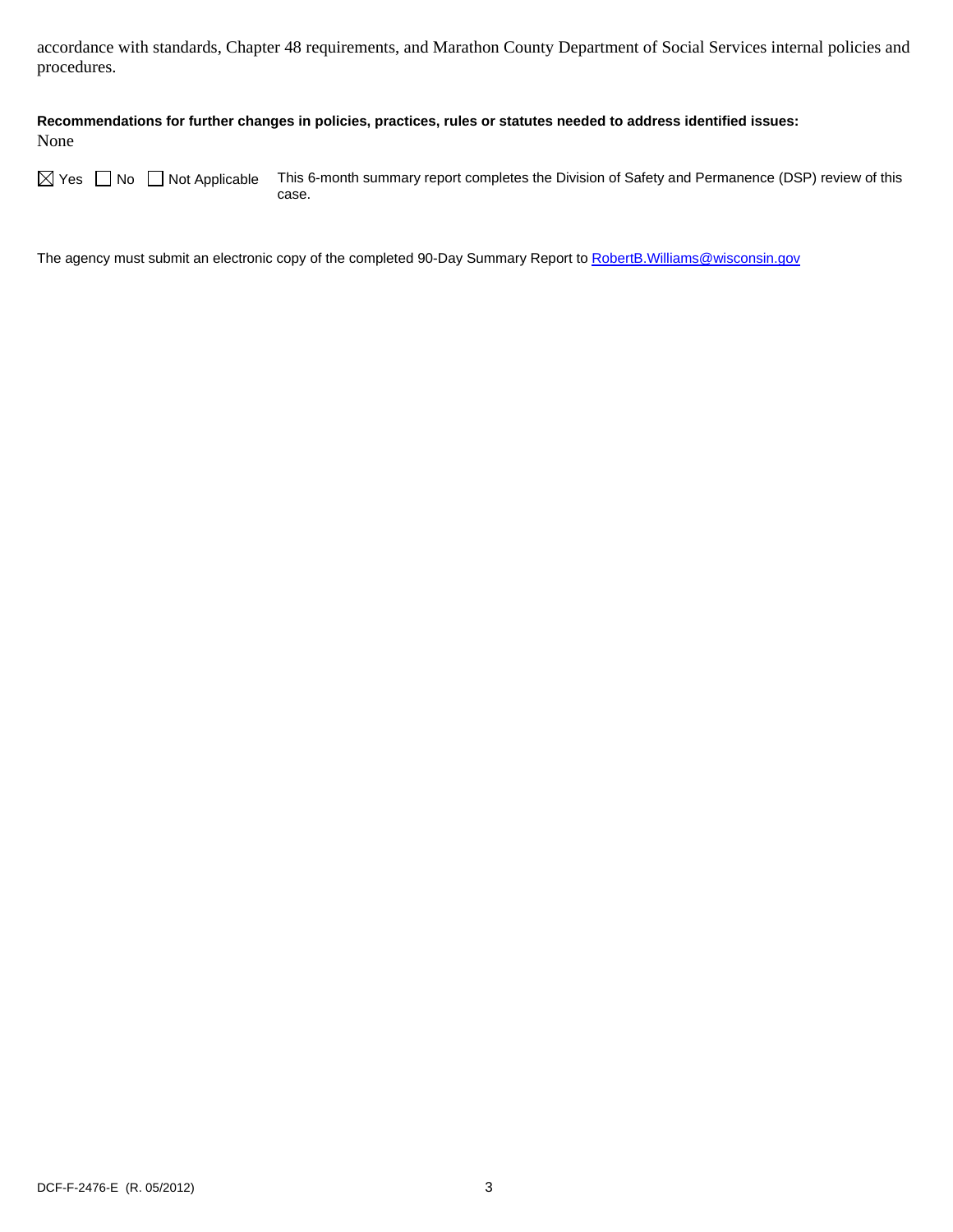accordance with standards, Chapter 48 requirements, and Marathon County Department of Social Services internal policies and procedures.

**Recommendations for further changes in policies, practices, rules or statutes needed to address identified issues:**
None

☒ Yes ☐ No ☐ Not Applicable This 6-month summary report completes the Division of Safety and Permanence (DSP) review of this case.

The agency must submit an electronic copy of the completed 90-Day Summary Report to RobertB.Williams@wisconsin.gov

DCF-F-2476-E (R. 05/2012)